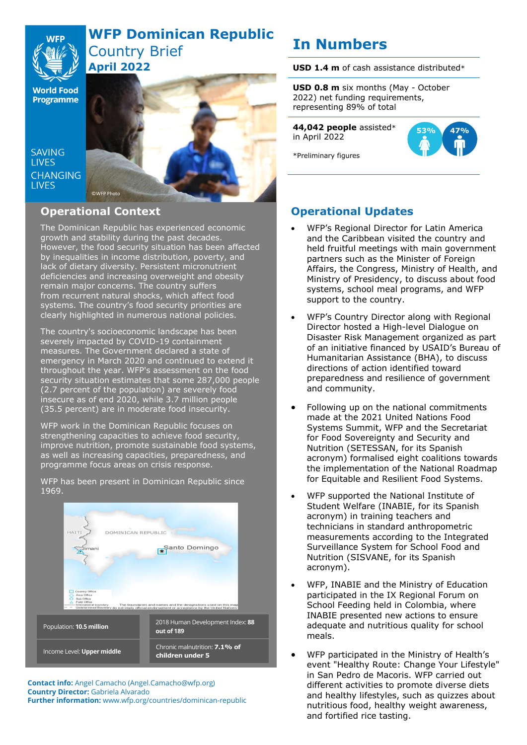# WFP Dominican Republic Country Brief April 2022

SAVING LIVES CHANGING LIVES

©WFP Photo

## Operational Context

The Dominican Republic has experienced economic growth and stability during the past decades. However, the food security situation has been affected by inequalities in income distribution, poverty, and lack of dietary diversity. Persistent micronutrient deficiencies and increasing overweight and obesity remain major concerns. The country suffers from recurrent natural shocks, which affect food systems. The country's food security priorities are clearly highlighted in numerous national policies.

The country's socioeconomic landscape has been severely impacted by COVID-19 containment measures. The Government declared a state of emergency in March 2020 and continued to extend it throughout the year. WFP's assessment on the food security situation estimates that some 287,000 people (2.7 percent of the population) are severely food insecure as of end 2020, while 3.7 million people (35.5 percent) are in moderate food insecurity.

WFP work in the Dominican Republic focuses on strengthening capacities to achieve food security, improve nutrition, promote sustainable food systems, as well as increasing capacities, preparedness, and programme focus areas on crisis response.

WFP has been present in Dominican Republic since 1969.

| | |
|---|---|
| Population: **10.5 million** | 2018 Human Development Index: **88 out of 189** |
| Income Level: **Upper middle** | Chronic malnutrition: **7.1% of children under 5** |

**Contact info:** Angel Camacho (Angel.Camacho@wfp.org)
**Country Director:** Gabriela Alvarado
**Further information:** www.wfp.org/countries/dominican-republic

## In Numbers

**USD 1.4 m** of cash assistance distributed*

**USD 0.8 m** six months (May - October 2022) net funding requirements, representing 89% of total

**44,042 people** assisted* in April 2022

53% 47%

*Preliminary figures

## Operational Updates

- WFP's Regional Director for Latin America and the Caribbean visited the country and held fruitful meetings with main government partners such as the Minister of Foreign Affairs, the Congress, Ministry of Health, and Ministry of Presidency, to discuss about food systems, school meal programs, and WFP support to the country.
- WFP's Country Director along with Regional Director hosted a High-level Dialogue on Disaster Risk Management organized as part of an initiative financed by USAID's Bureau of Humanitarian Assistance (BHA), to discuss directions of action identified toward preparedness and resilience of government and community.
- Following up on the national commitments made at the 2021 United Nations Food Systems Summit, WFP and the Secretariat for Food Sovereignty and Security and Nutrition (SETESSAN, for its Spanish acronym) formalised eight coalitions towards the implementation of the National Roadmap for Equitable and Resilient Food Systems.
- WFP supported the National Institute of Student Welfare (INABIE, for its Spanish acronym) in training teachers and technicians in standard anthropometric measurements according to the Integrated Surveillance System for School Food and Nutrition (SISVANE, for its Spanish acronym).
- WFP, INABIE and the Ministry of Education participated in the IX Regional Forum on School Feeding held in Colombia, where INABIE presented new actions to ensure adequate and nutritious quality for school meals.
- WFP participated in the Ministry of Health's event "Healthy Route: Change Your Lifestyle" in San Pedro de Macoris. WFP carried out different activities to promote diverse diets and healthy lifestyles, such as quizzes about nutritious food, healthy weight awareness, and fortified rice tasting.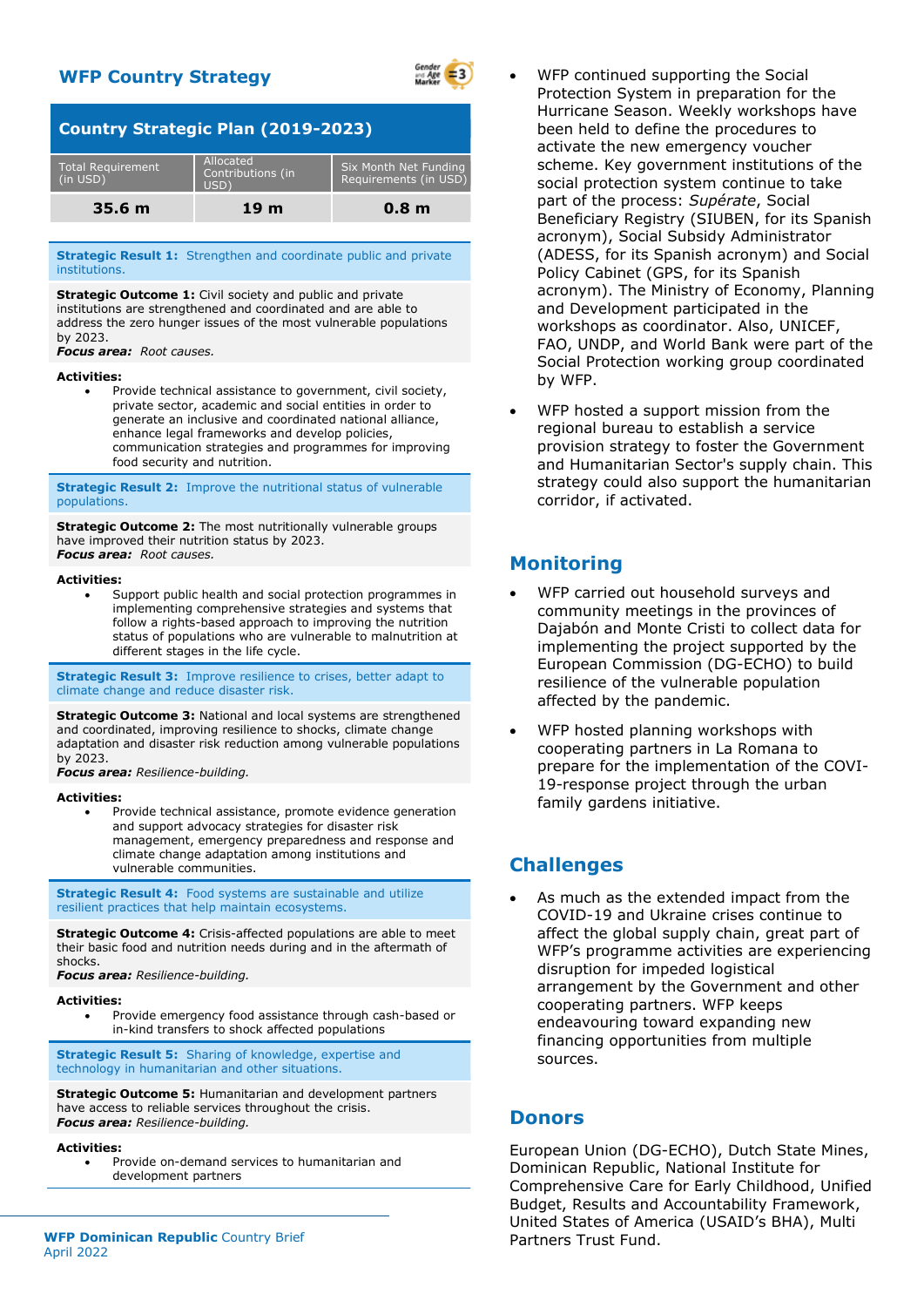## WFP Country Strategy

Gender and Age Marker 3

### Country Strategic Plan (2019-2023)

| Total Requirement (in USD) | Allocated Contributions (in USD) | Six Month Net Funding Requirements (in USD) |
|---|---|---|
| 35.6 m | 19 m | 0.8 m |

**Strategic Result 1:** Strengthen and coordinate public and private institutions.

**Strategic Outcome 1:** Civil society and public and private institutions are strengthened and coordinated and are able to address the zero hunger issues of the most vulnerable populations by 2023.
***Focus area:*** *Root causes.*

**Activities:**

- Provide technical assistance to government, civil society, private sector, academic and social entities in order to generate an inclusive and coordinated national alliance, enhance legal frameworks and develop policies, communication strategies and programmes for improving food security and nutrition.

**Strategic Result 2:** Improve the nutritional status of vulnerable populations.

**Strategic Outcome 2:** The most nutritionally vulnerable groups have improved their nutrition status by 2023.
***Focus area:*** *Root causes.*

**Activities:**

- Support public health and social protection programmes in implementing comprehensive strategies and systems that follow a rights-based approach to improving the nutrition status of populations who are vulnerable to malnutrition at different stages in the life cycle.

**Strategic Result 3:** Improve resilience to crises, better adapt to climate change and reduce disaster risk.

**Strategic Outcome 3:** National and local systems are strengthened and coordinated, improving resilience to shocks, climate change adaptation and disaster risk reduction among vulnerable populations by 2023.
***Focus area:*** *Resilience-building.*

**Activities:**

- Provide technical assistance, promote evidence generation and support advocacy strategies for disaster risk management, emergency preparedness and response and climate change adaptation among institutions and vulnerable communities.

**Strategic Result 4:** Food systems are sustainable and utilize resilient practices that help maintain ecosystems.

**Strategic Outcome 4:** Crisis-affected populations are able to meet their basic food and nutrition needs during and in the aftermath of shocks.
***Focus area:*** *Resilience-building.*

**Activities:**

- Provide emergency food assistance through cash-based or in-kind transfers to shock affected populations

**Strategic Result 5:** Sharing of knowledge, expertise and technology in humanitarian and other situations.

**Strategic Outcome 5:** Humanitarian and development partners have access to reliable services throughout the crisis.
***Focus area:*** *Resilience-building.*

**Activities:**

- Provide on-demand services to humanitarian and development partners

- WFP continued supporting the Social Protection System in preparation for the Hurricane Season. Weekly workshops have been held to define the procedures to activate the new emergency voucher scheme. Key government institutions of the social protection system continue to take part of the process: *Supérate*, Social Beneficiary Registry (SIUBEN, for its Spanish acronym), Social Subsidy Administrator (ADESS, for its Spanish acronym) and Social Policy Cabinet (GPS, for its Spanish acronym). The Ministry of Economy, Planning and Development participated in the workshops as coordinator. Also, UNICEF, FAO, UNDP, and World Bank were part of the Social Protection working group coordinated by WFP.
- WFP hosted a support mission from the regional bureau to establish a service provision strategy to foster the Government and Humanitarian Sector's supply chain. This strategy could also support the humanitarian corridor, if activated.

## Monitoring

- WFP carried out household surveys and community meetings in the provinces of Dajabón and Monte Cristi to collect data for implementing the project supported by the European Commission (DG-ECHO) to build resilience of the vulnerable population affected by the pandemic.
- WFP hosted planning workshops with cooperating partners in La Romana to prepare for the implementation of the COVI-19-response project through the urban family gardens initiative.

## Challenges

- As much as the extended impact from the COVID-19 and Ukraine crises continue to affect the global supply chain, great part of WFP's programme activities are experiencing disruption for impeded logistical arrangement by the Government and other cooperating partners. WFP keeps endeavouring toward expanding new financing opportunities from multiple sources.

## Donors

European Union (DG-ECHO), Dutch State Mines, Dominican Republic, National Institute for Comprehensive Care for Early Childhood, Unified Budget, Results and Accountability Framework, United States of America (USAID's BHA), Multi Partners Trust Fund.